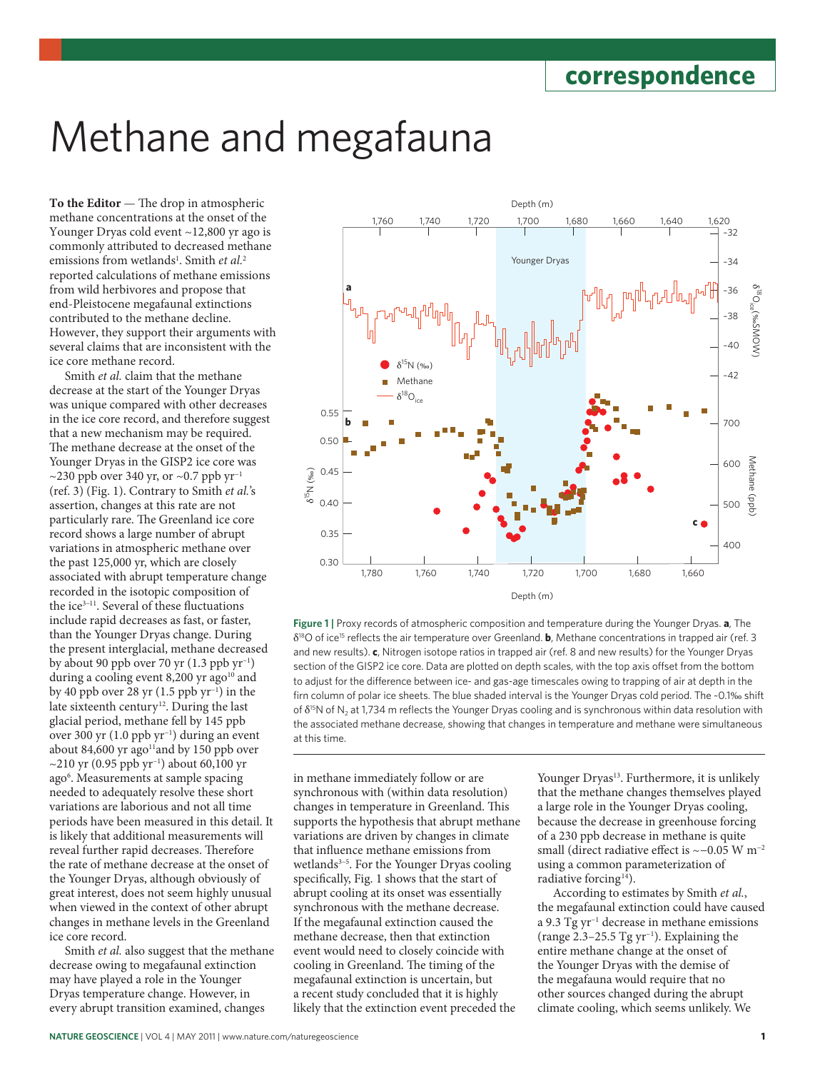# Methane and megafauna

**To the Editor** — The drop in atmospheric methane concentrations at the onset of the Younger Dryas cold event ~12,800 yr ago is commonly attributed to decreased methane emissions from wetlands[1]. Smith *et al.*[2] reported calculations of methane emissions from wild herbivores and propose that end-Pleistocene megafaunal extinctions contributed to the methane decline. However, they support their arguments with several claims that are inconsistent with the ice core methane record.

Smith *et al.* claim that the methane decrease at the start of the Younger Dryas was unique compared with other decreases in the ice core record, and therefore suggest that a new mechanism may be required. The methane decrease at the onset of the Younger Dryas in the GISP2 ice core was ~230 ppb over 340 yr, or ~0.7 ppb $yr^{-1}$ (ref. 3) (Fig. 1). Contrary to Smith *et al.*'s assertion, changes at this rate are not particularly rare. The Greenland ice core record shows a large number of abrupt variations in atmospheric methane over the past 125,000 yr, which are closely associated with abrupt temperature change recorded in the isotopic composition of the ice[3–11]. Several of these fluctuations include rapid decreases as fast, or faster, than the Younger Dryas change. During the present interglacial, methane decreased by about 90 ppb over 70 yr (1.3 ppb $yr^{-1}$) during a cooling event 8,200 yr ago[10] and by 40 ppb over 28 yr (1.5 ppb $yr^{-1}$) in the late sixteenth century[12]. During the last glacial period, methane fell by 145 ppb over 300 yr (1.0 ppb $yr^{-1}$) during an event about 84,600 yr ago[11] and by 150 ppb over ~210 yr (0.95 ppb $yr^{-1}$) about 60,100 yr ago[6]. Measurements at sample spacing needed to adequately resolve these short variations are laborious and not all time periods have been measured in this detail. It is likely that additional measurements will reveal further rapid decreases. Therefore the rate of methane decrease at the onset of the Younger Dryas, although obviously of great interest, does not seem highly unusual when viewed in the context of other abrupt changes in methane levels in the Greenland ice core record.

Smith *et al.* also suggest that the methane decrease owing to megafaunal extinction may have played a role in the Younger Dryas temperature change. However, in every abrupt transition examined, changes in methane immediately follow or are synchronous with (within data resolution) changes in temperature in Greenland. This supports the hypothesis that abrupt methane variations are driven by changes in climate that influence methane emissions from wetlands[3–5]. For the Younger Dryas cooling specifically, Fig. 1 shows that the start of abrupt cooling at its onset was essentially synchronous with the methane decrease. If the megafaunal extinction caused the methane decrease, then that extinction event would need to closely coincide with cooling in Greenland. The timing of the megafaunal extinction is uncertain, but a recent study concluded that it is highly likely that the extinction event preceded the Younger Dryas[13]. Furthermore, it is unlikely that the methane changes themselves played a large role in the Younger Dryas cooling, because the decrease in greenhouse forcing of a 230 ppb decrease in methane is quite small (direct radiative effect is ~−0.05 W $m^{-2}$ using a common parameterization of radiative forcing[14]).

According to estimates by Smith *et al.*, the megafaunal extinction could have caused a 9.3 Tg $yr^{-1}$ decrease in methane emissions (range 2.3–25.5 Tg $yr^{-1}$). Explaining the entire methane change at the onset of the Younger Dryas with the demise of the megafauna would require that no other sources changed during the abrupt climate cooling, which seems unlikely. We

**Figure 1 |** Proxy records of atmospheric composition and temperature during the Younger Dryas. **a**, The $\delta^{18}O$ of ice[15] reflects the air temperature over Greenland. **b**, Methane concentrations in trapped air (ref. 3 and new results). **c**, Nitrogen isotope ratios in trapped air (ref. 8 and new results) for the Younger Dryas section of the GISP2 ice core. Data are plotted on depth scales, with the top axis offset from the bottom to adjust for the difference between ice- and gas-age timescales owing to trapping of air at depth in the firn column of polar ice sheets. The blue shaded interval is the Younger Dryas cold period. The ~0.1‰ shift of $\delta^{15}N$ of $N_2$ at 1,734 m reflects the Younger Dryas cooling and is synchronous within data resolution with the associated methane decrease, showing that changes in temperature and methane were simultaneous at this time.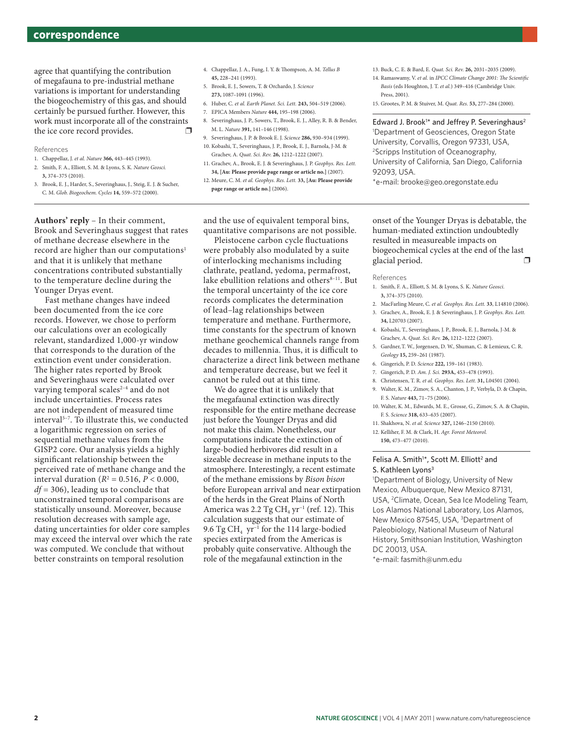agree that quantifying the contribution of megafauna to pre-industrial methane variations is important for understanding the biogeochemistry of this gas, and should certainly be pursued further. However, this work must incorporate all of the constraints the ice core record provides. ❐

References

1. Chappellaz, J. *et al. Nature* **366,** 443–445 (1993).
2. Smith, F. A., Elliott, S. M. & Lyons, S. K. *Nature Geosci.* **3,** 374–375 (2010).
3. Brook, E. J., Harder, S., Severinghaus, J., Steig, E. J. & Sucher, C. M. *Glob. Biogeochem. Cycles* **14,** 559–572 (2000).
4. Chappellaz, J. A., Fung, I. Y. & Thompson, A. M. *Tellus B* **45,** 228–241 (1993).
5. Brook, E. J., Sowers, T. & Orchardo, J. *Science* **273,** 1087–1091 (1996).
6. Huber, C. *et al. Earth Planet. Sci. Lett.* **243,** 504–519 (2006).
7. EPICA Members *Nature* **444,** 195–198 (2006).
8. Severinghaus, J. P., Sowers, T., Brook, E. J., Alley, R. B. & Bender, M. L. *Nature* **391,** 141–146 (1998).
9. Severinghaus, J. P. & Brook E. J. *Science* **286,** 930–934 (1999).
10. Kobashi, T., Severinghaus, J. P., Brook, E. J., Barnola, J-M. & Grachev, A. *Quat. Sci. Rev.* **26,** 1212–1222 (2007).
11. Grachev, A., Brook, E. J. & Severinghaus, J. P. *Geophys. Res. Lett.* **34,** [**Au: Please provide page range or article no.**] (2007).
12. Meure, C. M. *et al. Geophys. Res. Lett.* **33,** [**Au: Please provide page range or article no.**] (2006).
13. Buck, C. E. & Bard, E. *Quat. Sci. Rev.* **26,** 2031–2035 (2009).
14. Ramaswamy, V. *et al.* in *IPCC Climate Change 2001: The Scientific Basis* (eds Houghton, J. T. *et al.*) 349–416 (Cambridge Univ. Press, 2001).
15. Grootes, P. M. & Stuiver, M. *Quat. Res.* **53,** 277–284 (2000).

Edward J. Brook[1]* and Jeffrey P. Severinghaus[2]
[1]Department of Geosciences, Oregon State University, Corvallis, Oregon 97331, USA, [2]Scripps Institution of Oceanography, University of California, San Diego, California 92093, USA.
*e-mail: brooke@geo.oregonstate.edu

**Authors' reply** – In their comment, Brook and Severinghaus suggest that rates of methane decrease elsewhere in the record are higher than our computations[1] and that it is unlikely that methane concentrations contributed substantially to the temperature decline during the Younger Dryas event.

Fast methane changes have indeed been documented from the ice core records. However, we chose to perform our calculations over an ecologically relevant, standardized 1,000-yr window that corresponds to the duration of the extinction event under consideration. The higher rates reported by Brook and Severinghaus were calculated over varying temporal scales[2–4] and do not include uncertainties. Process rates are not independent of measured time interval[5–7]. To illustrate this, we conducted a logarithmic regression on series of sequential methane values from the GISP2 core. Our analysis yields a highly significant relationship between the perceived rate of methane change and the interval duration ($R^2 = 0.516$, $P < 0.000$, $df = 306$), leading us to conclude that unconstrained temporal comparisons are statistically unsound. Moreover, because resolution decreases with sample age, dating uncertainties for older core samples may exceed the interval over which the rate was computed. We conclude that without better constraints on temporal resolution and the use of equivalent temporal bins, quantitative comparisons are not possible.

Pleistocene carbon cycle fluctuations were probably also modulated by a suite of interlocking mechanisms including clathrate, peatland, yedoma, permafrost, lake ebullition relations and others[8–11]. But the temporal uncertainty of the ice core records complicates the determination of lead–lag relationships between temperature and methane. Furthermore, time constants for the spectrum of known methane geochemical channels range from decades to millennia. Thus, it is difficult to characterize a direct link between methane and temperature decrease, but we feel it cannot be ruled out at this time.

We do agree that it is unlikely that the megafaunal extinction was directly responsible for the entire methane decrease just before the Younger Dryas and did not make this claim. Nonetheless, our computations indicate the extinction of large-bodied herbivores did result in a sizeable decrease in methane inputs to the atmosphere. Interestingly, a recent estimate of the methane emissions by *Bison bison* before European arrival and near extirpation of the herds in the Great Plains of North America was 2.2 Tg $CH_4$ $yr^{-1}$ (ref. 12). This calculation suggests that our estimate of 9.6 Tg $CH_4$ $yr^{-1}$ for the 114 large-bodied species extirpated from the Americas is probably quite conservative. Although the role of the megafaunal extinction in the onset of the Younger Dryas is debatable, the human-mediated extinction undoubtedly resulted in measureable impacts on biogeochemical cycles at the end of the last glacial period. ❐

References

1. Smith, F. A., Elliott, S. M. & Lyons, S. K. *Nature Geosci.* **3,** 374–375 (2010).
2. MacFarling Meure, C. *et al. Geophys. Res. Lett.* **33**, L14810 (2006).
3. Grachev, A., Brook, E. J. & Severinghaus, J. P. *Geophys. Res. Lett.* **34,** L20703 (2007).
4. Kobashi, T., Severinghaus, J. P., Brook, E. J., Barnola, J-M. & Grachev, A. *Quat. Sci. Rev.* **26,** 1212–1222 (2007).
5. Gardner, T. W., Jorgensen, D. W., Shuman, C. & Lemieux, C. R. *Geology* **15,** 259–261 (1987).
6. Gingerich, P. D. *Science* **222,** 159–161 (1983).
7. Gingerich, P. D. *Am. J. Sci.* **293A,** 453–478 (1993).
8. Christensen, T. R. *et al. Geophys. Res. Lett.* **31,** L04501 (2004).
9. Walter, K. M., Zimov, S. A., Chanton, J. P., Verbyla, D. & Chapin, F. S. *Nature* **443,** 71–75 (2006).
10. Walter, K. M., Edwards, M. E., Grosse, G., Zimov, S. A. & Chapin, F. S. *Science* **318,** 633–635 (2007).
11. Shakhova, N. *et al. Science* **327,** 1246–2150 (2010).
12. Kelliher, F. M. & Clark, H. *Agr. Forest Meteorol.* **150,** 473–477 (2010).

Felisa A. Smith[1]*, Scott M. Elliott[2] and S. Kathleen Lyons[3]
[1]Department of Biology, University of New Mexico, Albuquerque, New Mexico 87131, USA, [2]Climate, Ocean, Sea Ice Modeling Team, Los Alamos National Laboratory, Los Alamos, New Mexico 87545, USA, [3]Department of Paleobiology, National Museum of Natural History, Smithsonian Institution, Washington DC 20013, USA.
*e-mail: fasmith@unm.edu